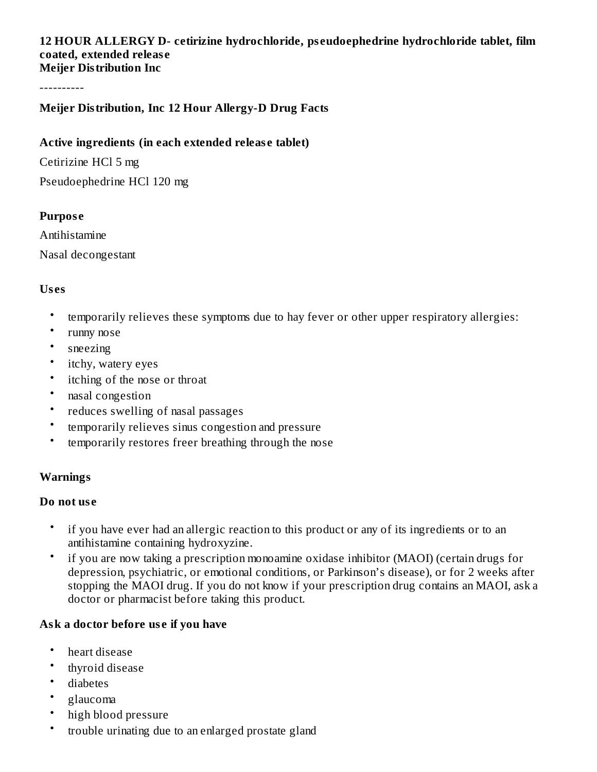**12 HOUR ALLERGY D- cetirizine hydrochloride, pseudoephedrine hydrochloride tablet, film coated, extended release**
**Meijer Distribution Inc**

----------

**Meijer Distribution, Inc 12 Hour Allergy-D Drug Facts**

**Active ingredients (in each extended release tablet)**

Cetirizine HCl 5 mg

Pseudoephedrine HCl 120 mg

**Purpose**

Antihistamine

Nasal decongestant

**Uses**

- temporarily relieves these symptoms due to hay fever or other upper respiratory allergies:
- runny nose
- sneezing
- itchy, watery eyes
- itching of the nose or throat
- nasal congestion
- reduces swelling of nasal passages
- temporarily relieves sinus congestion and pressure
- temporarily restores freer breathing through the nose

**Warnings**

**Do not use**

- if you have ever had an allergic reaction to this product or any of its ingredients or to an antihistamine containing hydroxyzine.
- if you are now taking a prescription monoamine oxidase inhibitor (MAOI) (certain drugs for depression, psychiatric, or emotional conditions, or Parkinson's disease), or for 2 weeks after stopping the MAOI drug. If you do not know if your prescription drug contains an MAOI, ask a doctor or pharmacist before taking this product.

**Ask a doctor before use if you have**

- heart disease
- thyroid disease
- diabetes
- glaucoma
- high blood pressure
- trouble urinating due to an enlarged prostate gland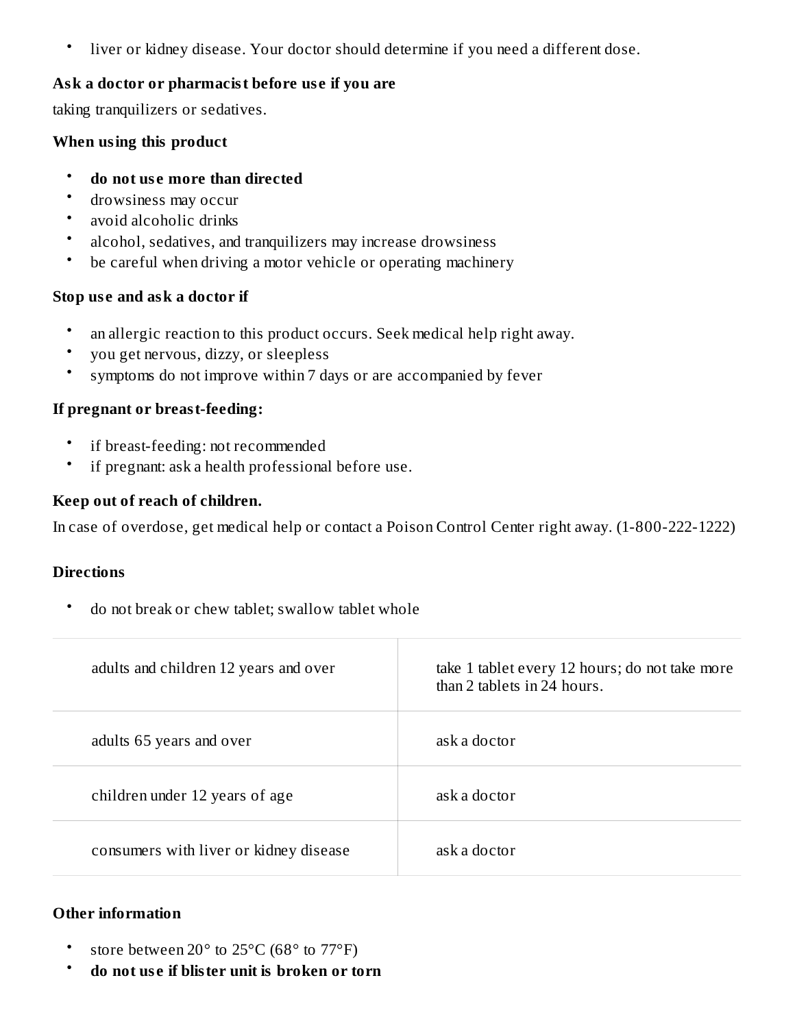- liver or kidney disease. Your doctor should determine if you need a different dose.

**Ask a doctor or pharmacist before use if you are**

taking tranquilizers or sedatives.

**When using this product**

- **do not use more than directed**
- drowsiness may occur
- avoid alcoholic drinks
- alcohol, sedatives, and tranquilizers may increase drowsiness
- be careful when driving a motor vehicle or operating machinery

**Stop use and ask a doctor if**

- an allergic reaction to this product occurs. Seek medical help right away.
- you get nervous, dizzy, or sleepless
- symptoms do not improve within 7 days or are accompanied by fever

**If pregnant or breast-feeding:**

- if breast-feeding: not recommended
- if pregnant: ask a health professional before use.

**Keep out of reach of children.**

In case of overdose, get medical help or contact a Poison Control Center right away. (1-800-222-1222)

**Directions**

- do not break or chew tablet; swallow tablet whole

| | |
|---|---|
| adults and children 12 years and over | take 1 tablet every 12 hours; do not take more than 2 tablets in 24 hours. |
| adults 65 years and over | ask a doctor |
| children under 12 years of age | ask a doctor |
| consumers with liver or kidney disease | ask a doctor |

**Other information**

- store between 20° to 25°C (68° to 77°F)
- **do not use if blister unit is broken or torn**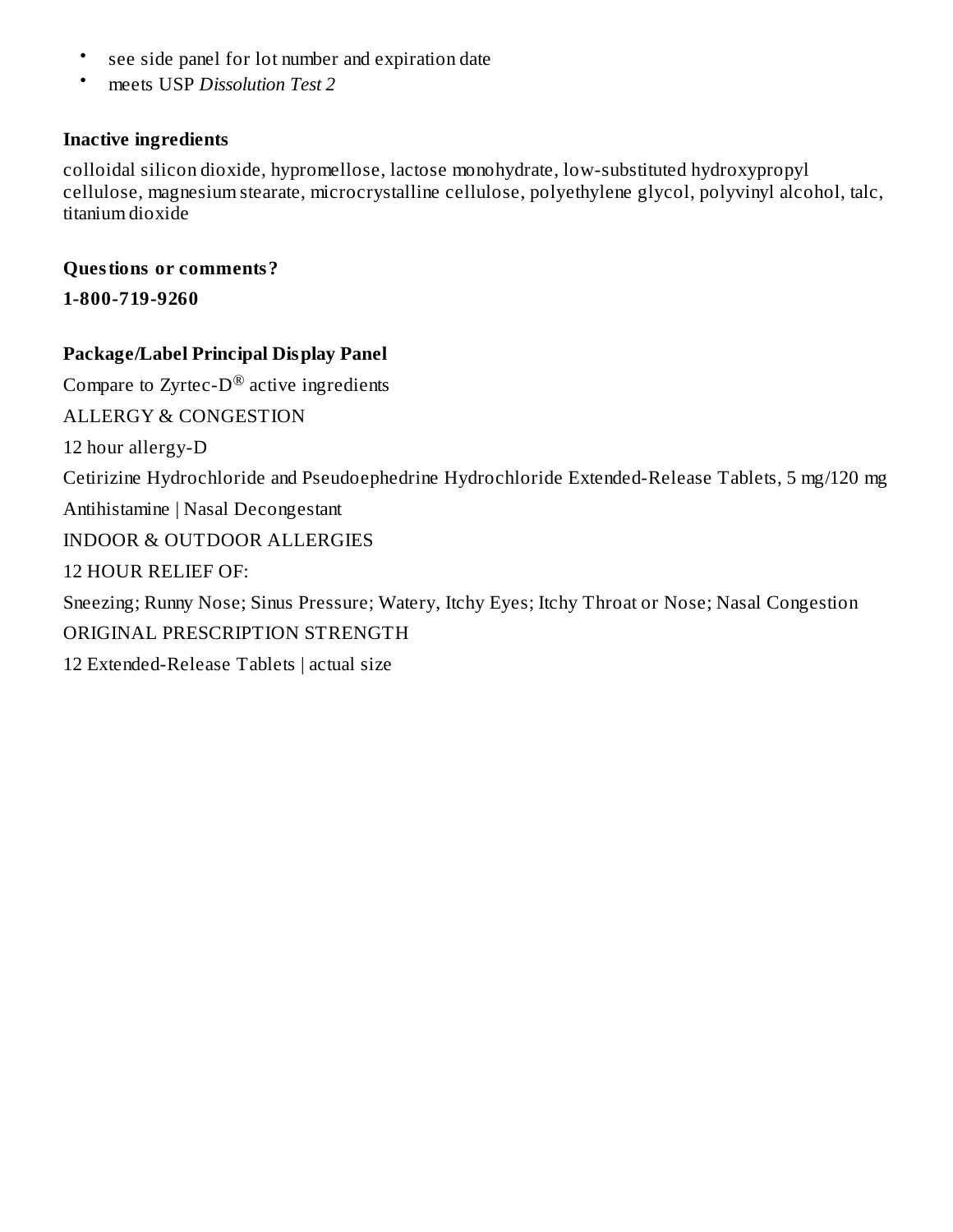- see side panel for lot number and expiration date
- meets USP *Dissolution Test 2*

**Inactive ingredients**

colloidal silicon dioxide, hypromellose, lactose monohydrate, low-substituted hydroxypropyl cellulose, magnesium stearate, microcrystalline cellulose, polyethylene glycol, polyvinyl alcohol, talc, titanium dioxide

**Questions or comments?**

**1-800-719-9260**

**Package/Label Principal Display Panel**

Compare to Zyrtec-D® active ingredients

ALLERGY & CONGESTION

12 hour allergy-D

Cetirizine Hydrochloride and Pseudoephedrine Hydrochloride Extended-Release Tablets, 5 mg/120 mg

Antihistamine | Nasal Decongestant

INDOOR & OUTDOOR ALLERGIES

12 HOUR RELIEF OF:

Sneezing; Runny Nose; Sinus Pressure; Watery, Itchy Eyes; Itchy Throat or Nose; Nasal Congestion

ORIGINAL PRESCRIPTION STRENGTH

12 Extended-Release Tablets | actual size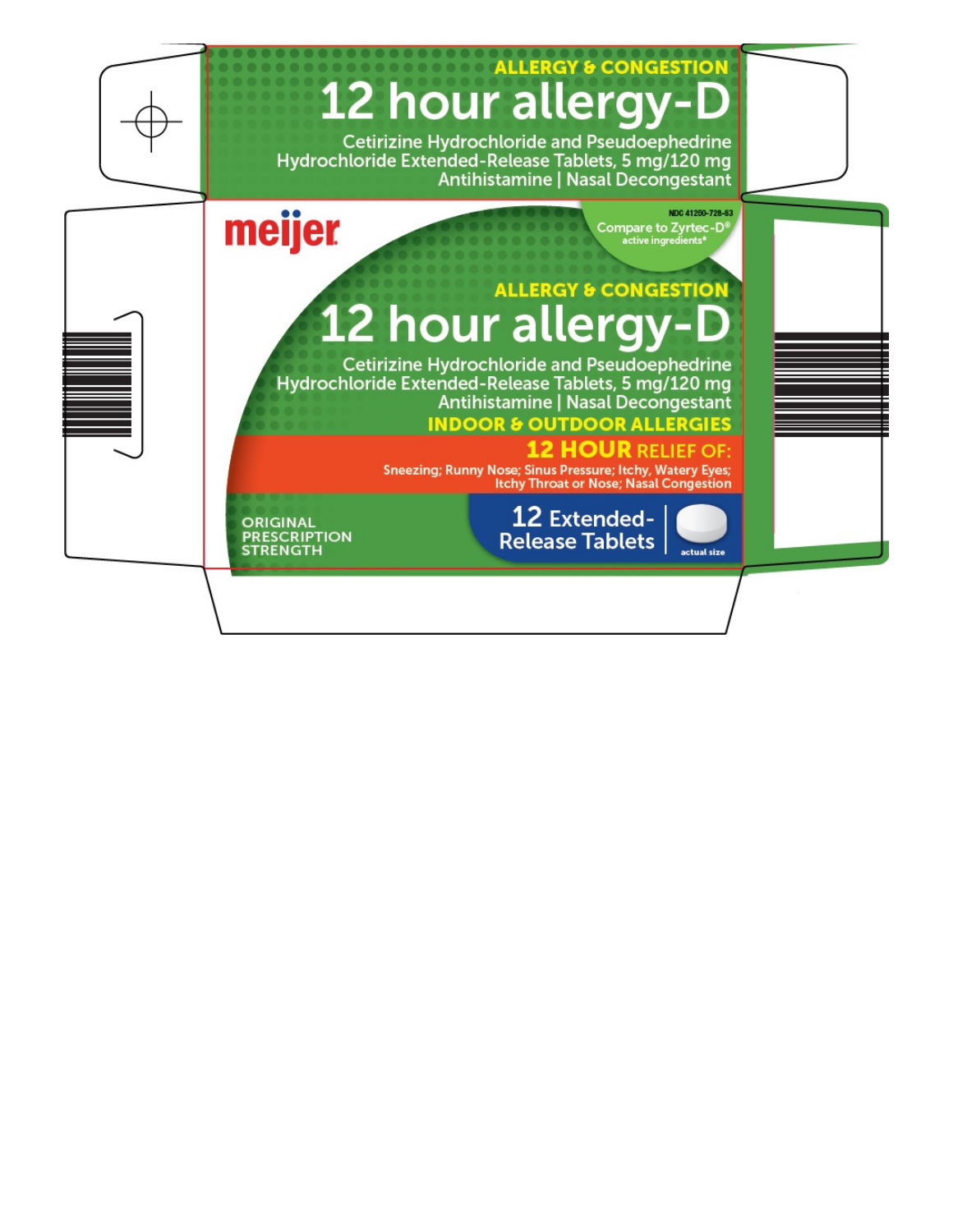ALLERGY & CONGESTION

# 12 hour allergy-D

Cetirizine Hydrochloride and Pseudoephedrine Hydrochloride Extended-Release Tablets, 5 mg/120 mg

Antihistamine | Nasal Decongestant

meijer

NDC 41250-728-63

Compare to Zyrtec-D®
active ingredients*

ALLERGY & CONGESTION

# 12 hour allergy-D

Cetirizine Hydrochloride and Pseudoephedrine Hydrochloride Extended-Release Tablets, 5 mg/120 mg

Antihistamine | Nasal Decongestant

**INDOOR & OUTDOOR ALLERGIES**

**12 HOUR RELIEF OF:**

Sneezing; Runny Nose; Sinus Pressure; Itchy, Watery Eyes; Itchy Throat or Nose; Nasal Congestion

ORIGINAL PRESCRIPTION STRENGTH

12 Extended-Release Tablets

actual size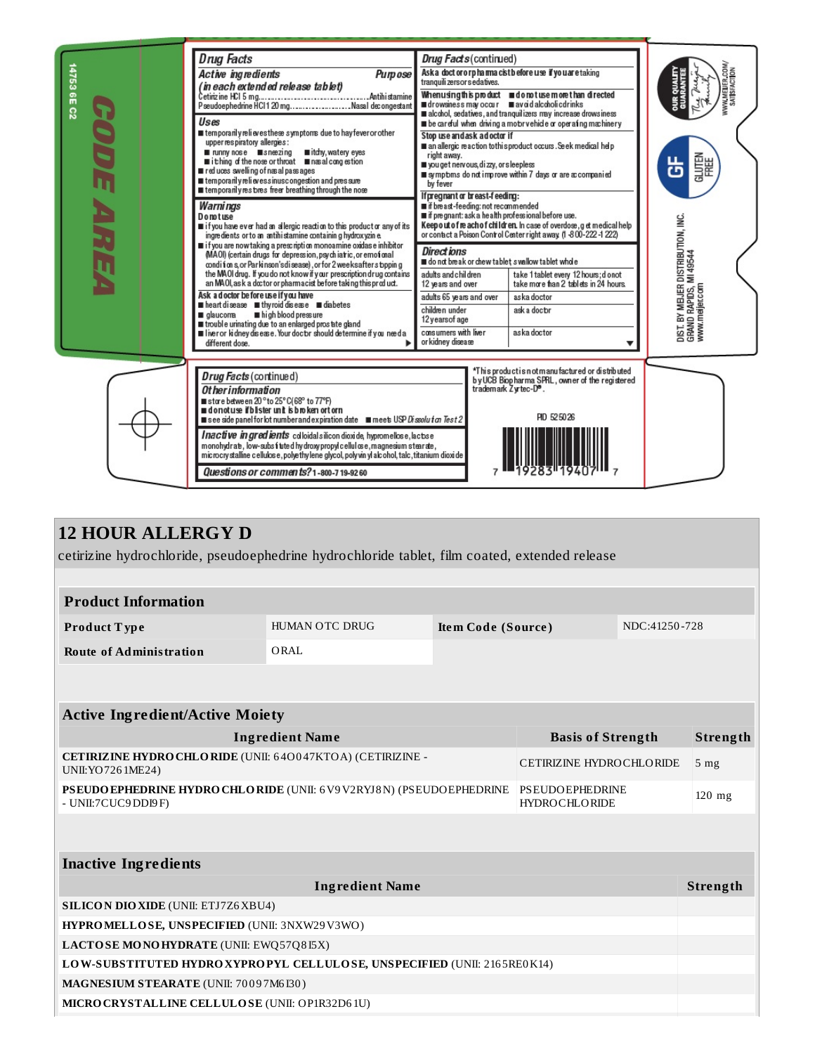14753 6E C2

CODE AREA

## Drug Facts

**Active ingredients** (in each extended release tablet) — **Purpose**

Cetirizine HCl 5 mg...............................Antihistamine
Pseudoephedrine HCl 120 mg....................Nasal decongestant

**Uses**

- temporarily relieves these symptoms due to hay fever or other upper respiratory allergies:
  - runny nose
  - sneezing
  - itchy, watery eyes
  - itching of the nose or throat
  - nasal congestion
- reduces swelling of nasal passages
- temporarily relieves sinus congestion and pressure
- temporarily restores freer breathing through the nose

**Warnings**

**Do not use**

- if you have ever had an allergic reaction to this product or any of its ingredients or to an antihistamine containing hydroxyzine.
- if you are now taking a prescription monoamine oxidase inhibitor (MAOI) (certain drugs for depression, psychiatric, or emotional conditions, or Parkinson's disease), or for 2 weeks after stopping the MAOI drug. If you do not know if your prescription drug contains an MAOI, ask a doctor or pharmacist before taking this product.

**Ask a doctor before use if you have**

- heart disease
- thyroid disease
- diabetes
- glaucoma
- high blood pressure
- trouble urinating due to an enlarged prostate gland
- liver or kidney disease. Your doctor should determine if you need a different dose.

## Drug Facts (continued)

**Ask a doctor or pharmacist before use if you are** taking tranquilizers or sedatives.

**When using this product**

- **do not use more than directed**
- drowsiness may occur
- avoid alcoholic drinks
- alcohol, sedatives, and tranquilizers may increase drowsiness
- be careful when driving a motor vehicle or operating machinery

**Stop use and ask a doctor if**

- an allergic reaction to this product occurs. Seek medical help right away.
- you get nervous, dizzy, or sleepless
- symptoms do not improve within 7 days or are accompanied by fever

**If pregnant or breast-feeding:**

- if breast-feeding: not recommended
- if pregnant: ask a health professional before use.

**Keep out of reach of children.** In case of overdose, get medical help or contact a Poison Control Center right away. (1-800-222-1222)

**Directions**

- do not break or chew tablet; swallow tablet whole

| | |
|---|---|
| adults and children 12 years and over | take 1 tablet every 12 hours; do not take more than 2 tablets in 24 hours. |
| adults 65 years and over | ask a doctor |
| children under 12 years of age | ask a doctor |
| consumers with liver or kidney disease | ask a doctor |

## Drug Facts (continued)

**Other information**

- store between 20° to 25°C (68° to 77°F)
- **do not use if blister unit is broken or torn**
- see side panel for lot number and expiration date
- meets USP *Dissolution Test 2*

**Inactive ingredients** colloidal silicon dioxide, hypromellose, lactose monohydrate, low-substituted hydroxypropyl cellulose, magnesium stearate, microcrystalline cellulose, polyethylene glycol, polyvinyl alcohol, talc, titanium dioxide

**Questions or comments?** 1-800-719-9260

*This product is not manufactured or distributed by UCB Biopharma SPRL, owner of the registered trademark Zyrtec-D®.

PID 525026

7 19283 19407 7

OUR QUALITY GUARANTEE The Meijer Family WWW.MEIJER.COM/SATISFACTION

GF GLUTEN FREE

DIST. BY MEIJER DISTRIBUTION, INC. GRAND RAPIDS, MI 49544 www.meijer.com

# 12 HOUR ALLERGY D

cetirizine hydrochloride, pseudoephedrine hydrochloride tablet, film coated, extended release

| Product Information | | | |
|---|---|---|---|
| **Product Type** | HUMAN OTC DRUG | **Item Code (Source)** | NDC:41250-728 |
| **Route of Administration** | ORAL | | |

| Active Ingredient/Active Moiety | | |
|---|---|---|
| **Ingredient Name** | **Basis of Strength** | **Strength** |
| **CETIRIZINE HYDROCHLORIDE** (UNII: 64O047KTOA) (CETIRIZINE - UNII:YO7261ME24) | CETIRIZINE HYDROCHLORIDE | 5 mg |
| **PSEUDOEPHEDRINE HYDROCHLORIDE** (UNII: 6V9V2RYJ8N) (PSEUDOEPHEDRINE - UNII:7CUC9DDI9F) | PSEUDOEPHEDRINE HYDROCHLORIDE | 120 mg |

| Inactive Ingredients | |
|---|---|
| **Ingredient Name** | **Strength** |
| **SILICON DIOXIDE** (UNII: ETJ7Z6XBU4) | |
| **HYPROMELLOSE, UNSPECIFIED** (UNII: 3NXW29V3WO) | |
| **LACTOSE MONOHYDRATE** (UNII: EWQ57Q8I5X) | |
| **LOW-SUBSTITUTED HYDROXYPROPYL CELLULOSE, UNSPECIFIED** (UNII: 2165RE0K14) | |
| **MAGNESIUM STEARATE** (UNII: 70097M6I30) | |
| **MICROCRYSTALLINE CELLULOSE** (UNII: OP1R32D61U) | |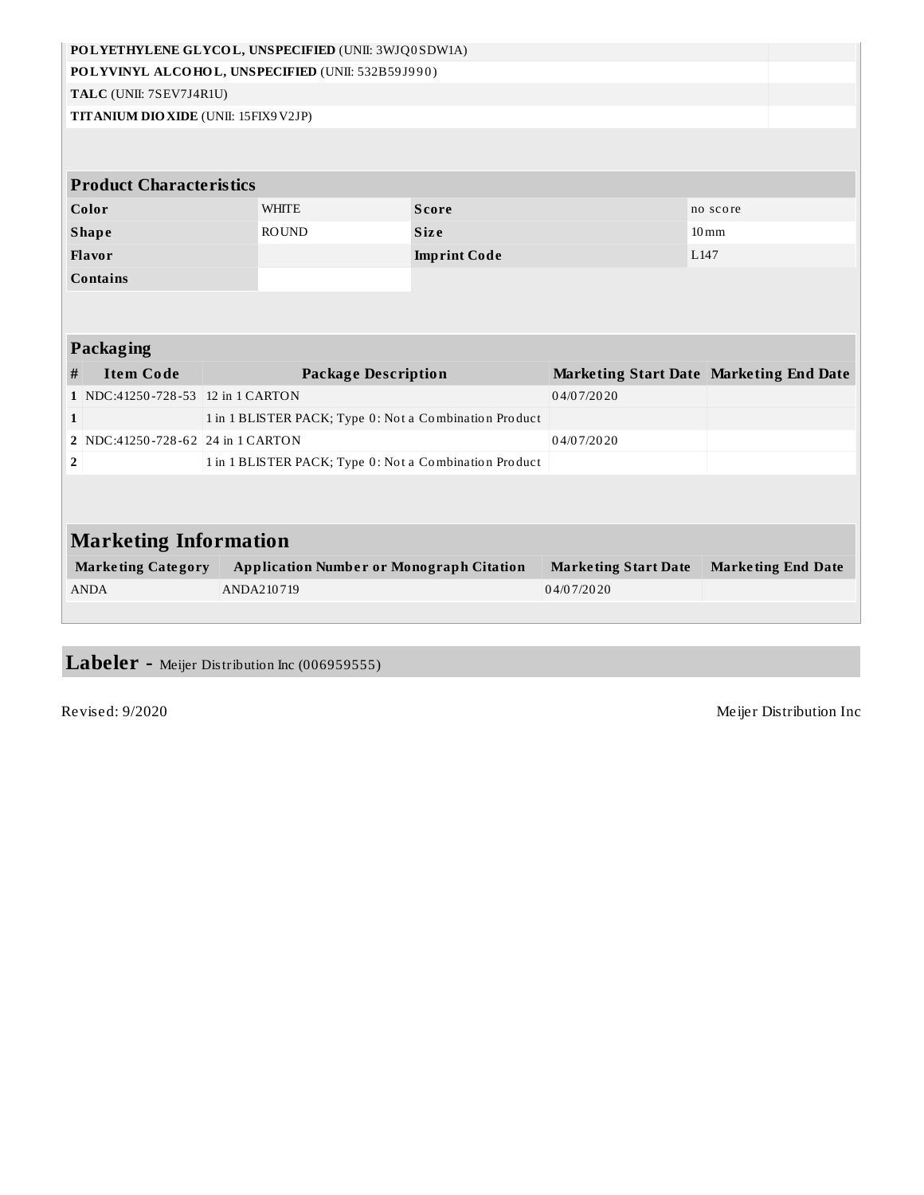| | |
|---|---|
| **POLYETHYLENE GLYCOL, UNSPECIFIED** (UNII: 3WJQ0SDW1A) | |
| **POLYVINYL ALCOHOL, UNSPECIFIED** (UNII: 532B59J990) | |
| **TALC** (UNII: 7SEV7J4R1U) | |
| **TITANIUM DIOXIDE** (UNII: 15FIX9V2JP) | |

| Product Characteristics | | | |
|---|---|---|---|
| **Color** | WHITE | **Score** | no score |
| **Shape** | ROUND | **Size** | 10mm |
| **Flavor** | | **Imprint Code** | L147 |
| **Contains** | | | |

**Packaging**

| # | Item Code | Package Description | Marketing Start Date | Marketing End Date |
|---|---|---|---|---|
| 1 | NDC:41250-728-53 | 12 in 1 CARTON | 04/07/2020 | |
| 1 | | 1 in 1 BLISTER PACK; Type 0: Not a Combination Product | | |
| 2 | NDC:41250-728-62 | 24 in 1 CARTON | 04/07/2020 | |
| 2 | | 1 in 1 BLISTER PACK; Type 0: Not a Combination Product | | |

## Marketing Information

| Marketing Category | Application Number or Monograph Citation | Marketing Start Date | Marketing End Date |
|---|---|---|---|
| ANDA | ANDA210719 | 04/07/2020 | |

## Labeler - Meijer Distribution Inc (006959555)

Revised: 9/2020

Meijer Distribution Inc